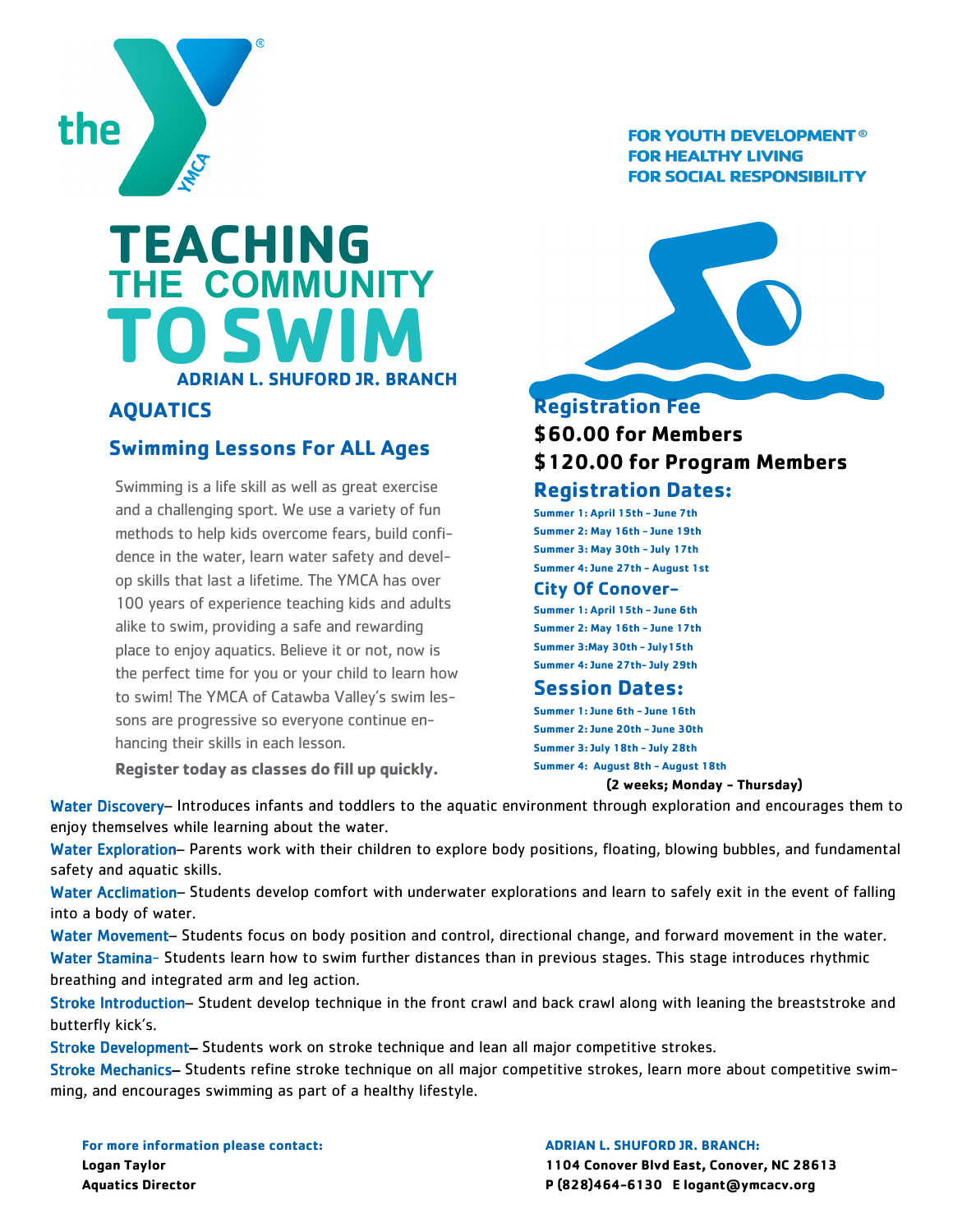the YMCA®

**FOR YOUTH DEVELOPMENT®**
**FOR HEALTHY LIVING**
**FOR SOCIAL RESPONSIBILITY**

# TEACHING THE COMMUNITY TO SWIM

**ADRIAN L. SHUFORD JR. BRANCH**

## AQUATICS

### Swimming Lessons For ALL Ages

Swimming is a life skill as well as great exercise and a challenging sport. We use a variety of fun methods to help kids overcome fears, build confidence in the water, learn water safety and develop skills that last a lifetime. The YMCA has over 100 years of experience teaching kids and adults alike to swim, providing a safe and rewarding place to enjoy aquatics. Believe it or not, now is the perfect time for you or your child to learn how to swim! The YMCA of Catawba Valley's swim lessons are progressive so everyone continue enhancing their skills in each lesson.

**Register today as classes do fill up quickly.**

### Registration Fee

**$60.00 for Members**
**$120.00 for Program Members**

### Registration Dates:

**Summer 1: April 15th - June 7th**
**Summer 2: May 16th - June 19th**
**Summer 3: May 30th - July 17th**
**Summer 4: June 27th - August 1st**

### City Of Conover-

**Summer 1: April 15th - June 6th**
**Summer 2: May 16th - June 17th**
**Summer 3:May 30th - July15th**
**Summer 4: June 27th- July 29th**

### Session Dates:

**Summer 1: June 6th - June 16th**
**Summer 2: June 20th - June 30th**
**Summer 3: July 18th - July 28th**
**Summer 4: August 8th - August 18th**

**(2 weeks; Monday - Thursday)**

**Water Discovery**– Introduces infants and toddlers to the aquatic environment through exploration and encourages them to enjoy themselves while learning about the water.

**Water Exploration**– Parents work with their children to explore body positions, floating, blowing bubbles, and fundamental safety and aquatic skills.

**Water Acclimation**– Students develop comfort with underwater explorations and learn to safely exit in the event of falling into a body of water.

**Water Movement**– Students focus on body position and control, directional change, and forward movement in the water.

**Water Stamina**- Students learn how to swim further distances than in previous stages. This stage introduces rhythmic breathing and integrated arm and leg action.

**Stroke Introduction**– Student develop technique in the front crawl and back crawl along with leaning the breaststroke and butterfly kick's.

**Stroke Development**– Students work on stroke technique and lean all major competitive strokes.

**Stroke Mechanics**– Students refine stroke technique on all major competitive strokes, learn more about competitive swimming, and encourages swimming as part of a healthy lifestyle.

**For more information please contact:**
**Logan Taylor**
**Aquatics Director**

**ADRIAN L. SHUFORD JR. BRANCH:**
**1104 Conover Blvd East, Conover, NC 28613**
**P (828)464-6130 E logant@ymcacv.org**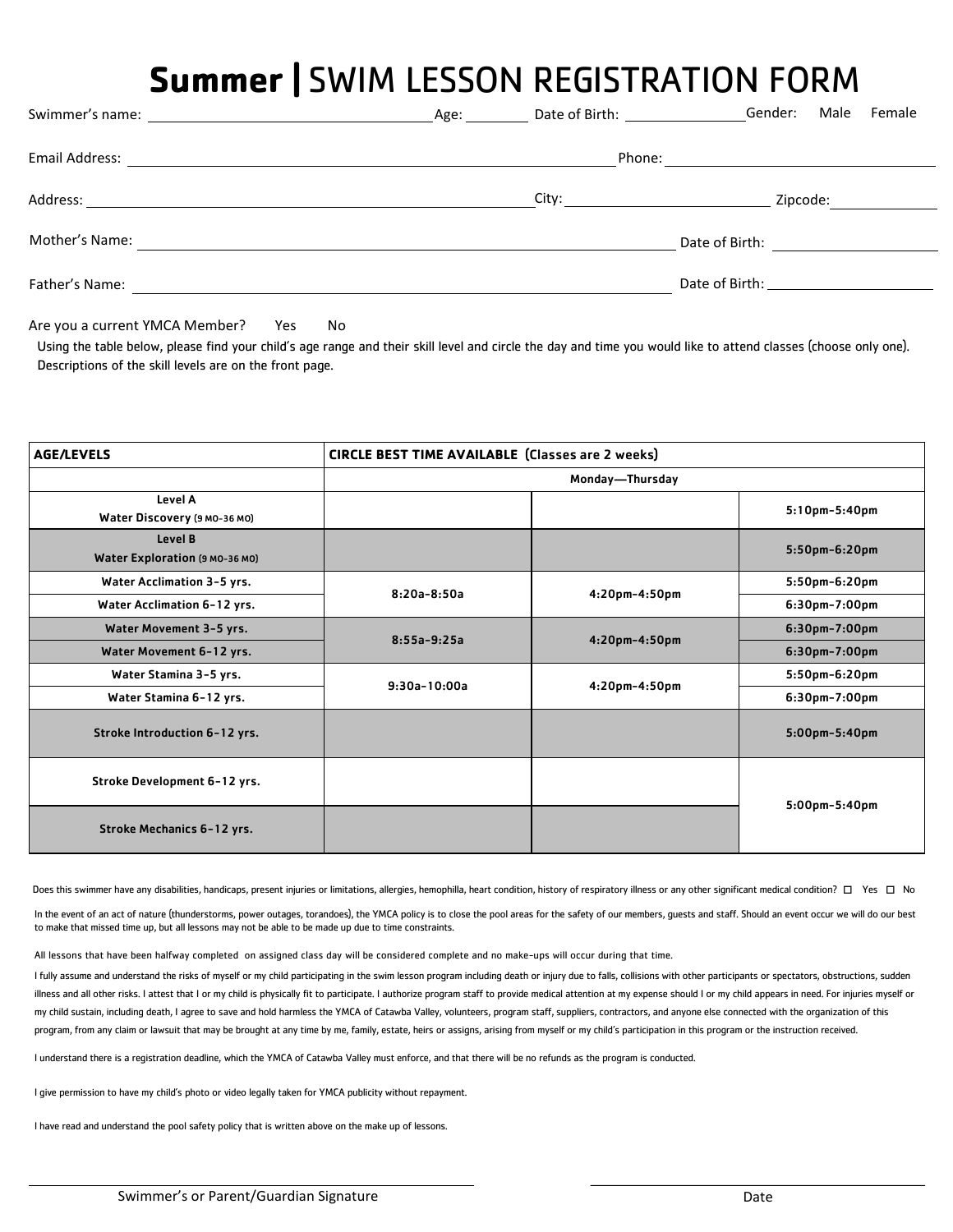# **Summer** | SWIM LESSON REGISTRATION FORM

Swimmer's name: ______________________ Age: ________ Date of Birth: ______________ Gender: Male Female

Email Address: ______________________________________ Phone: ______________________

Address: ______________________________ City: ____________________ Zipcode: __________

Mother's Name: ______________________________________ Date of Birth: ______________

Father's Name: ______________________________________ Date of Birth: ______________

Are you a current YMCA Member? Yes No

Using the table below, please find your child's age range and their skill level and circle the day and time you would like to attend classes (choose only one). Descriptions of the skill levels are on the front page.

| AGE/LEVELS | CIRCLE BEST TIME AVAILABLE (Classes are 2 weeks) | | |
|---|---|---|---|
| | Monday—Thursday | | |
| Level A Water Discovery (9 MO-36 MO) | | | 5:10pm-5:40pm |
| Level B Water Exploration (9 MO-36 MO) | | | 5:50pm-6:20pm |
| Water Acclimation 3-5 yrs. | 8:20a-8:50a | 4:20pm-4:50pm | 5:50pm-6:20pm |
| Water Acclimation 6-12 yrs. | | | 6:30pm-7:00pm |
| Water Movement 3-5 yrs. | 8:55a-9:25a | 4:20pm-4:50pm | 6:30pm-7:00pm |
| Water Movement 6-12 yrs. | | | 6:30pm-7:00pm |
| Water Stamina 3-5 yrs. | 9:30a-10:00a | 4:20pm-4:50pm | 5:50pm-6:20pm |
| Water Stamina 6-12 yrs. | | | 6:30pm-7:00pm |
| Stroke Introduction 6-12 yrs. | | | 5:00pm-5:40pm |
| Stroke Development 6-12 yrs. | | | 5:00pm-5:40pm |
| Stroke Mechanics 6-12 yrs. | | | |

Does this swimmer have any disabilities, handicaps, present injuries or limitations, allergies, hemophilla, heart condition, history of respiratory illness or any other significant medical condition? ☐ Yes ☐ No

In the event of an act of nature (thunderstorms, power outages, torandoes), the YMCA policy is to close the pool areas for the safety of our members, guests and staff. Should an event occur we will do our best to make that missed time up, but all lessons may not be able to be made up due to time constraints.

All lessons that have been halfway completed on assigned class day will be considered complete and no make-ups will occur during that time.

I fully assume and understand the risks of myself or my child participating in the swim lesson program including death or injury due to falls, collisions with other participants or spectators, obstructions, sudden illness and all other risks. I attest that I or my child is physically fit to participate. I authorize program staff to provide medical attention at my expense should I or my child appears in need. For injuries myself or my child sustain, including death, I agree to save and hold harmless the YMCA of Catawba Valley, volunteers, program staff, suppliers, contractors, and anyone else connected with the organization of this program, from any claim or lawsuit that may be brought at any time by me, family, estate, heirs or assigns, arising from myself or my child's participation in this program or the instruction received.

I understand there is a registration deadline, which the YMCA of Catawba Valley must enforce, and that there will be no refunds as the program is conducted.

I give permission to have my child's photo or video legally taken for YMCA publicity without repayment.

I have read and understand the pool safety policy that is written above on the make up of lessons.

______________________________ ______________________________

Swimmer's or Parent/Guardian Signature Date